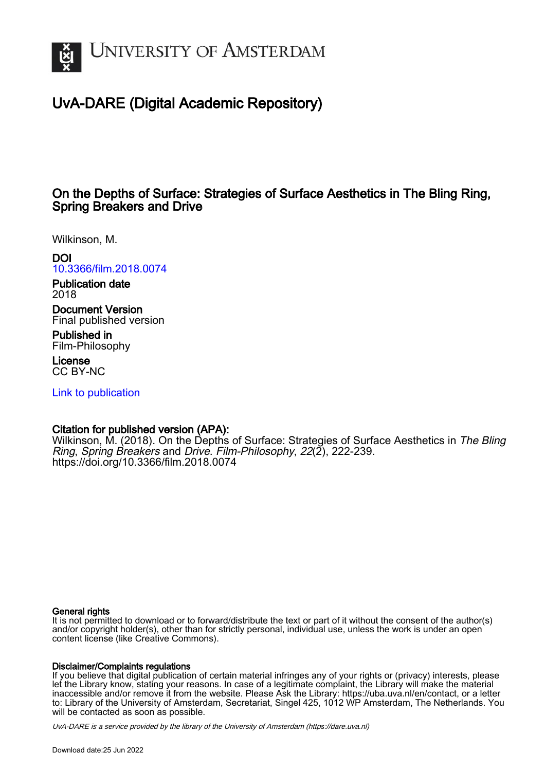# UvA-DARE (Digital Academic Repository)

## On the Depths of Surface: Strategies of Surface Aesthetics in The Bling Ring, Spring Breakers and Drive

Wilkinson, M.

**DOI**
10.3366/film.2018.0074

**Publication date**
2018

**Document Version**
Final published version

**Published in**
Film-Philosophy

**License**
CC BY-NC

Link to publication

**Citation for published version (APA):**
Wilkinson, M. (2018). On the Depths of Surface: Strategies of Surface Aesthetics in *The Bling Ring*, *Spring Breakers* and *Drive*. *Film-Philosophy*, *22*(2), 222-239. https://doi.org/10.3366/film.2018.0074

**General rights**
It is not permitted to download or to forward/distribute the text or part of it without the consent of the author(s) and/or copyright holder(s), other than for strictly personal, individual use, unless the work is under an open content license (like Creative Commons).

**Disclaimer/Complaints regulations**
If you believe that digital publication of certain material infringes any of your rights or (privacy) interests, please let the Library know, stating your reasons. In case of a legitimate complaint, the Library will make the material inaccessible and/or remove it from the website. Please Ask the Library: https://uba.uva.nl/en/contact, or a letter to: Library of the University of Amsterdam, Secretariat, Singel 425, 1012 WP Amsterdam, The Netherlands. You will be contacted as soon as possible.

*UvA-DARE is a service provided by the library of the University of Amsterdam (https://dare.uva.nl)*

Download date:25 Jun 2022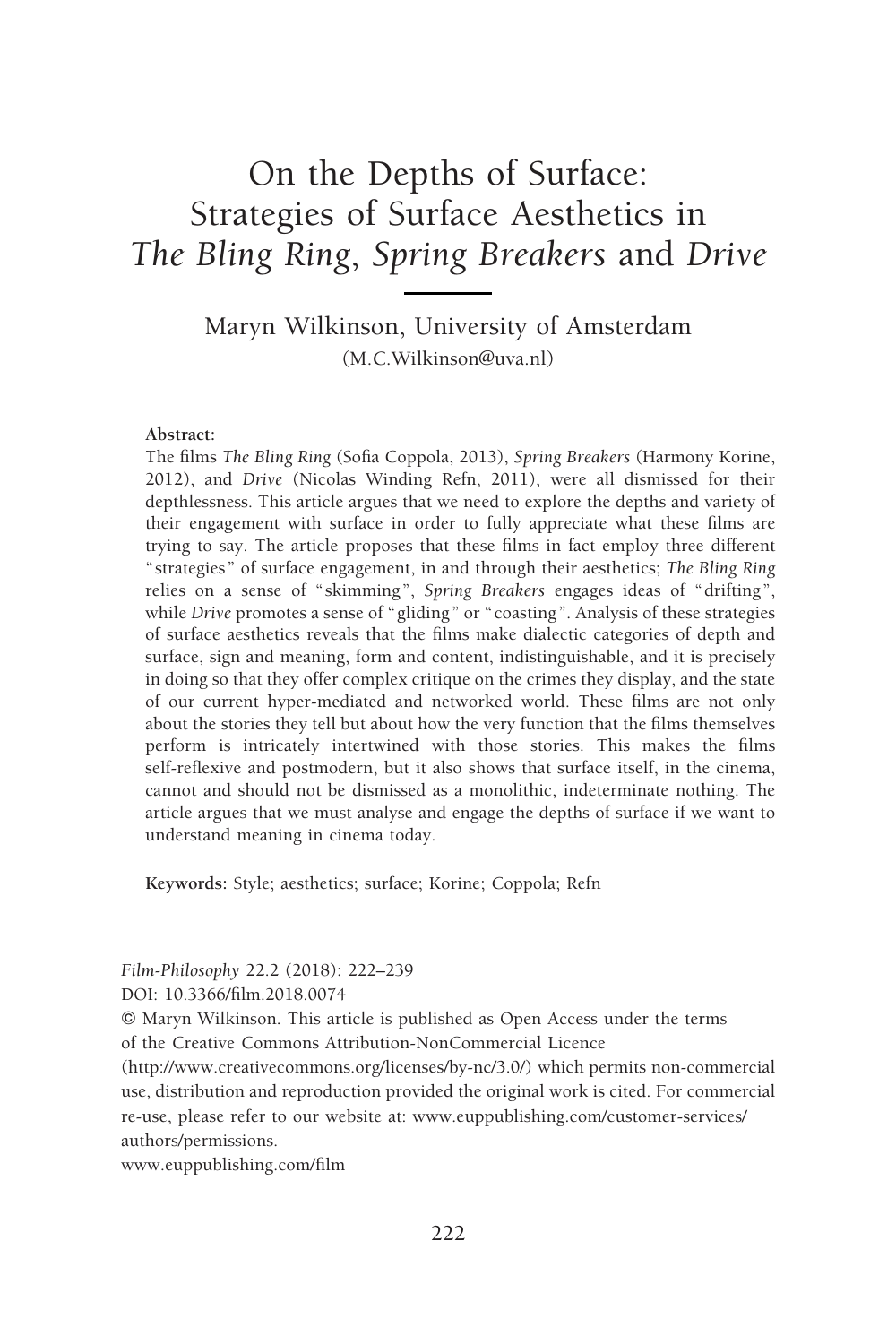# On the Depths of Surface: Strategies of Surface Aesthetics in *The Bling Ring*, *Spring Breakers* and *Drive*

Maryn Wilkinson, University of Amsterdam
(M.C.Wilkinson@uva.nl)

**Abstract:**
The films *The Bling Ring* (Sofia Coppola, 2013), *Spring Breakers* (Harmony Korine, 2012), and *Drive* (Nicolas Winding Refn, 2011), were all dismissed for their depthlessness. This article argues that we need to explore the depths and variety of their engagement with surface in order to fully appreciate what these films are trying to say. The article proposes that these films in fact employ three different "strategies" of surface engagement, in and through their aesthetics; *The Bling Ring* relies on a sense of "skimming", *Spring Breakers* engages ideas of "drifting", while *Drive* promotes a sense of "gliding" or "coasting". Analysis of these strategies of surface aesthetics reveals that the films make dialectic categories of depth and surface, sign and meaning, form and content, indistinguishable, and it is precisely in doing so that they offer complex critique on the crimes they display, and the state of our current hyper-mediated and networked world. These films are not only about the stories they tell but about how the very function that the films themselves perform is intricately intertwined with those stories. This makes the films self-reflexive and postmodern, but it also shows that surface itself, in the cinema, cannot and should not be dismissed as a monolithic, indeterminate nothing. The article argues that we must analyse and engage the depths of surface if we want to understand meaning in cinema today.

**Keywords:** Style; aesthetics; surface; Korine; Coppola; Refn

*Film-Philosophy* 22.2 (2018): 222–239
DOI: 10.3366/film.2018.0074
© Maryn Wilkinson. This article is published as Open Access under the terms of the Creative Commons Attribution-NonCommercial Licence (http://www.creativecommons.org/licenses/by-nc/3.0/) which permits non-commercial use, distribution and reproduction provided the original work is cited. For commercial re-use, please refer to our website at: www.euppublishing.com/customer-services/authors/permissions.
www.euppublishing.com/film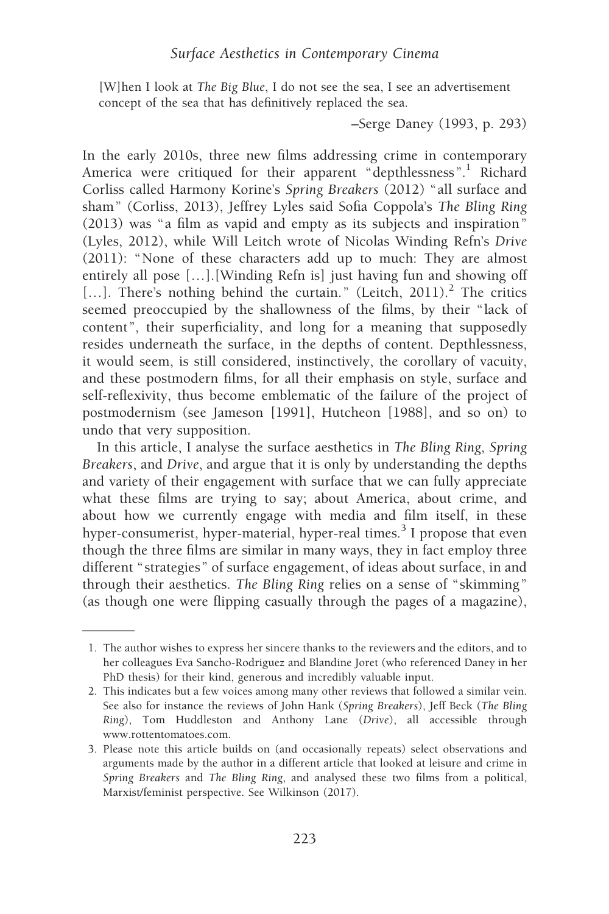> [W]hen I look at *The Big Blue*, I do not see the sea, I see an advertisement concept of the sea that has definitively replaced the sea.
>
> –Serge Daney (1993, p. 293)

In the early 2010s, three new films addressing crime in contemporary America were critiqued for their apparent "depthlessness".[1] Richard Corliss called Harmony Korine's *Spring Breakers* (2012) "all surface and sham" (Corliss, 2013), Jeffrey Lyles said Sofia Coppola's *The Bling Ring* (2013) was "a film as vapid and empty as its subjects and inspiration" (Lyles, 2012), while Will Leitch wrote of Nicolas Winding Refn's *Drive* (2011): "None of these characters add up to much: They are almost entirely all pose […].[Winding Refn is] just having fun and showing off […]. There's nothing behind the curtain." (Leitch, 2011).[2] The critics seemed preoccupied by the shallowness of the films, by their "lack of content", their superficiality, and long for a meaning that supposedly resides underneath the surface, in the depths of content. Depthlessness, it would seem, is still considered, instinctively, the corollary of vacuity, and these postmodern films, for all their emphasis on style, surface and self-reflexivity, thus become emblematic of the failure of the project of postmodernism (see Jameson [1991], Hutcheon [1988], and so on) to undo that very supposition.

In this article, I analyse the surface aesthetics in *The Bling Ring*, *Spring Breakers*, and *Drive*, and argue that it is only by understanding the depths and variety of their engagement with surface that we can fully appreciate what these films are trying to say; about America, about crime, and about how we currently engage with media and film itself, in these hyper-consumerist, hyper-material, hyper-real times.[3] I propose that even though the three films are similar in many ways, they in fact employ three different "strategies" of surface engagement, of ideas about surface, in and through their aesthetics. *The Bling Ring* relies on a sense of "skimming" (as though one were flipping casually through the pages of a magazine),

---

1. The author wishes to express her sincere thanks to the reviewers and the editors, and to her colleagues Eva Sancho-Rodriguez and Blandine Joret (who referenced Daney in her PhD thesis) for their kind, generous and incredibly valuable input.
2. This indicates but a few voices among many other reviews that followed a similar vein. See also for instance the reviews of John Hank (*Spring Breakers*), Jeff Beck (*The Bling Ring*), Tom Huddleston and Anthony Lane (*Drive*), all accessible through www.rottentomatoes.com.
3. Please note this article builds on (and occasionally repeats) select observations and arguments made by the author in a different article that looked at leisure and crime in *Spring Breakers* and *The Bling Ring*, and analysed these two films from a political, Marxist/feminist perspective. See Wilkinson (2017).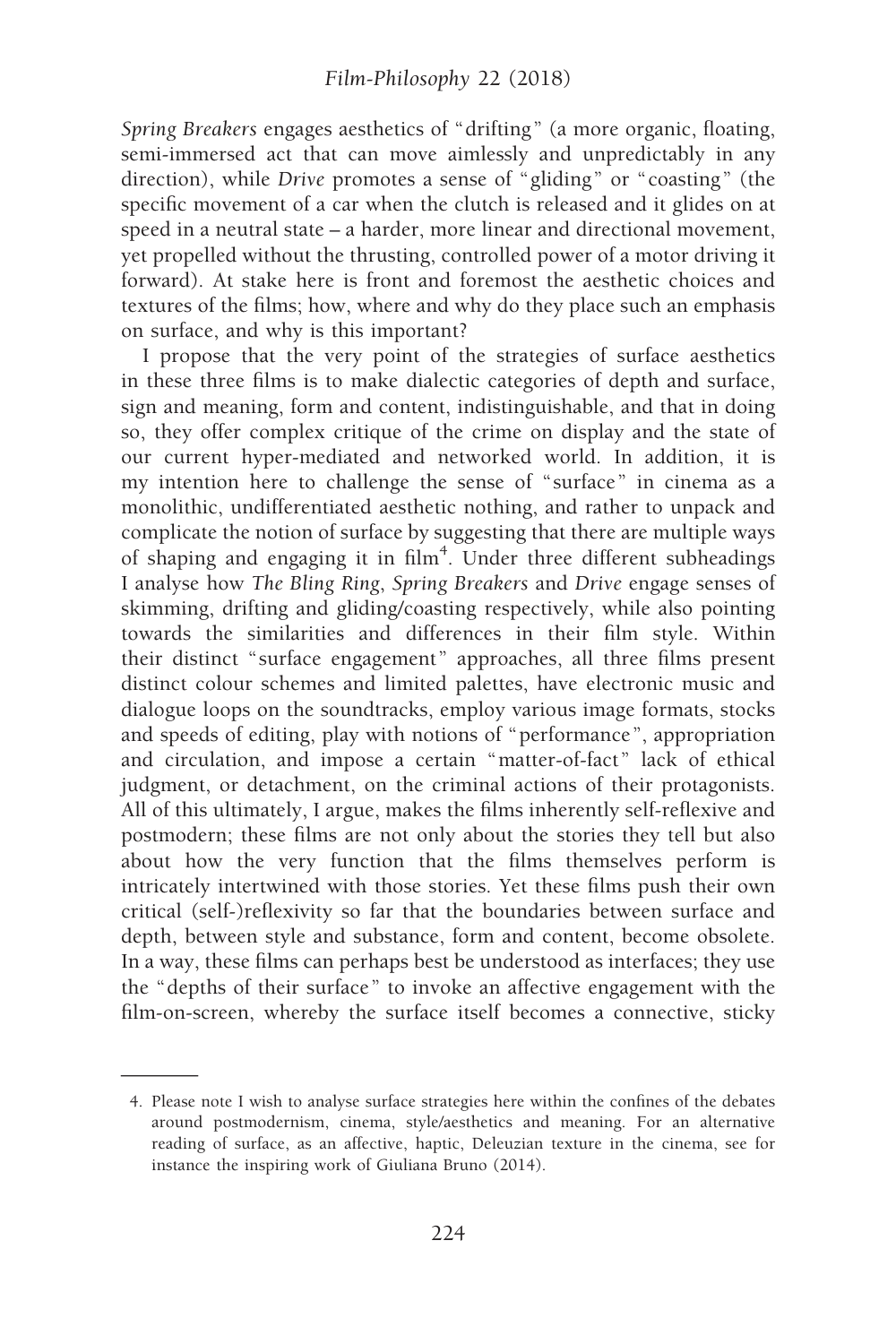*Spring Breakers* engages aesthetics of "drifting" (a more organic, floating, semi-immersed act that can move aimlessly and unpredictably in any direction), while *Drive* promotes a sense of "gliding" or "coasting" (the specific movement of a car when the clutch is released and it glides on at speed in a neutral state – a harder, more linear and directional movement, yet propelled without the thrusting, controlled power of a motor driving it forward). At stake here is front and foremost the aesthetic choices and textures of the films; how, where and why do they place such an emphasis on surface, and why is this important?

I propose that the very point of the strategies of surface aesthetics in these three films is to make dialectic categories of depth and surface, sign and meaning, form and content, indistinguishable, and that in doing so, they offer complex critique of the crime on display and the state of our current hyper-mediated and networked world. In addition, it is my intention here to challenge the sense of "surface" in cinema as a monolithic, undifferentiated aesthetic nothing, and rather to unpack and complicate the notion of surface by suggesting that there are multiple ways of shaping and engaging it in film[4]. Under three different subheadings I analyse how *The Bling Ring*, *Spring Breakers* and *Drive* engage senses of skimming, drifting and gliding/coasting respectively, while also pointing towards the similarities and differences in their film style. Within their distinct "surface engagement" approaches, all three films present distinct colour schemes and limited palettes, have electronic music and dialogue loops on the soundtracks, employ various image formats, stocks and speeds of editing, play with notions of "performance", appropriation and circulation, and impose a certain "matter-of-fact" lack of ethical judgment, or detachment, on the criminal actions of their protagonists. All of this ultimately, I argue, makes the films inherently self-reflexive and postmodern; these films are not only about the stories they tell but also about how the very function that the films themselves perform is intricately intertwined with those stories. Yet these films push their own critical (self-)reflexivity so far that the boundaries between surface and depth, between style and substance, form and content, become obsolete. In a way, these films can perhaps best be understood as interfaces; they use the "depths of their surface" to invoke an affective engagement with the film-on-screen, whereby the surface itself becomes a connective, sticky

---

4. Please note I wish to analyse surface strategies here within the confines of the debates around postmodernism, cinema, style/aesthetics and meaning. For an alternative reading of surface, as an affective, haptic, Deleuzian texture in the cinema, see for instance the inspiring work of Giuliana Bruno (2014).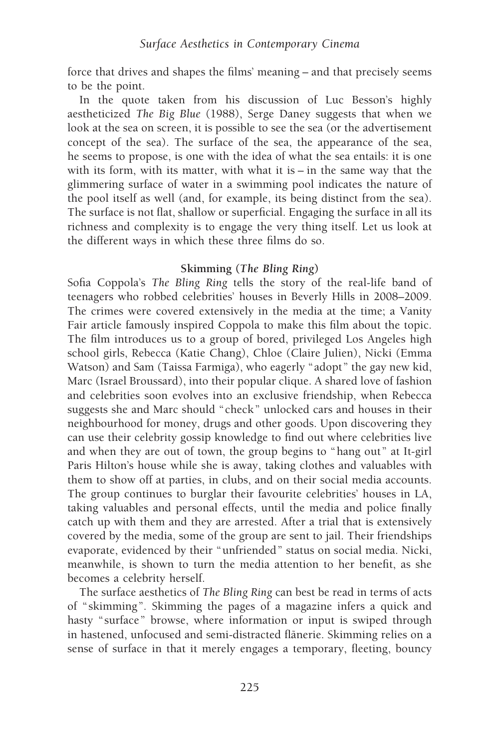force that drives and shapes the films' meaning – and that precisely seems to be the point.

In the quote taken from his discussion of Luc Besson's highly aestheticized *The Big Blue* (1988), Serge Daney suggests that when we look at the sea on screen, it is possible to see the sea (or the advertisement concept of the sea). The surface of the sea, the appearance of the sea, he seems to propose, is one with the idea of what the sea entails: it is one with its form, with its matter, with what it is – in the same way that the glimmering surface of water in a swimming pool indicates the nature of the pool itself as well (and, for example, its being distinct from the sea). The surface is not flat, shallow or superficial. Engaging the surface in all its richness and complexity is to engage the very thing itself. Let us look at the different ways in which these three films do so.

### Skimming (*The Bling Ring*)

Sofia Coppola's *The Bling Ring* tells the story of the real-life band of teenagers who robbed celebrities' houses in Beverly Hills in 2008–2009. The crimes were covered extensively in the media at the time; a Vanity Fair article famously inspired Coppola to make this film about the topic. The film introduces us to a group of bored, privileged Los Angeles high school girls, Rebecca (Katie Chang), Chloe (Claire Julien), Nicki (Emma Watson) and Sam (Taissa Farmiga), who eagerly "adopt" the gay new kid, Marc (Israel Broussard), into their popular clique. A shared love of fashion and celebrities soon evolves into an exclusive friendship, when Rebecca suggests she and Marc should "check" unlocked cars and houses in their neighbourhood for money, drugs and other goods. Upon discovering they can use their celebrity gossip knowledge to find out where celebrities live and when they are out of town, the group begins to "hang out" at It-girl Paris Hilton's house while she is away, taking clothes and valuables with them to show off at parties, in clubs, and on their social media accounts. The group continues to burglar their favourite celebrities' houses in LA, taking valuables and personal effects, until the media and police finally catch up with them and they are arrested. After a trial that is extensively covered by the media, some of the group are sent to jail. Their friendships evaporate, evidenced by their "unfriended" status on social media. Nicki, meanwhile, is shown to turn the media attention to her benefit, as she becomes a celebrity herself.

The surface aesthetics of *The Bling Ring* can best be read in terms of acts of "skimming". Skimming the pages of a magazine infers a quick and hasty "surface" browse, where information or input is swiped through in hastened, unfocused and semi-distracted flânerie. Skimming relies on a sense of surface in that it merely engages a temporary, fleeting, bouncy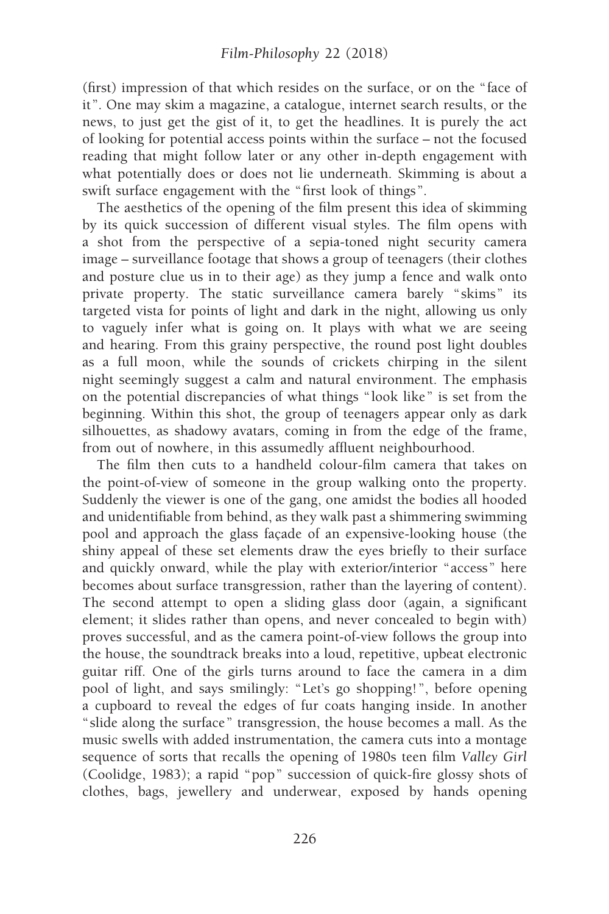(first) impression of that which resides on the surface, or on the "face of it". One may skim a magazine, a catalogue, internet search results, or the news, to just get the gist of it, to get the headlines. It is purely the act of looking for potential access points within the surface – not the focused reading that might follow later or any other in-depth engagement with what potentially does or does not lie underneath. Skimming is about a swift surface engagement with the "first look of things".

The aesthetics of the opening of the film present this idea of skimming by its quick succession of different visual styles. The film opens with a shot from the perspective of a sepia-toned night security camera image – surveillance footage that shows a group of teenagers (their clothes and posture clue us in to their age) as they jump a fence and walk onto private property. The static surveillance camera barely "skims" its targeted vista for points of light and dark in the night, allowing us only to vaguely infer what is going on. It plays with what we are seeing and hearing. From this grainy perspective, the round post light doubles as a full moon, while the sounds of crickets chirping in the silent night seemingly suggest a calm and natural environment. The emphasis on the potential discrepancies of what things "look like" is set from the beginning. Within this shot, the group of teenagers appear only as dark silhouettes, as shadowy avatars, coming in from the edge of the frame, from out of nowhere, in this assumedly affluent neighbourhood.

The film then cuts to a handheld colour-film camera that takes on the point-of-view of someone in the group walking onto the property. Suddenly the viewer is one of the gang, one amidst the bodies all hooded and unidentifiable from behind, as they walk past a shimmering swimming pool and approach the glass façade of an expensive-looking house (the shiny appeal of these set elements draw the eyes briefly to their surface and quickly onward, while the play with exterior/interior "access" here becomes about surface transgression, rather than the layering of content). The second attempt to open a sliding glass door (again, a significant element; it slides rather than opens, and never concealed to begin with) proves successful, and as the camera point-of-view follows the group into the house, the soundtrack breaks into a loud, repetitive, upbeat electronic guitar riff. One of the girls turns around to face the camera in a dim pool of light, and says smilingly: "Let's go shopping!", before opening a cupboard to reveal the edges of fur coats hanging inside. In another "slide along the surface" transgression, the house becomes a mall. As the music swells with added instrumentation, the camera cuts into a montage sequence of sorts that recalls the opening of 1980s teen film *Valley Girl* (Coolidge, 1983); a rapid "pop" succession of quick-fire glossy shots of clothes, bags, jewellery and underwear, exposed by hands opening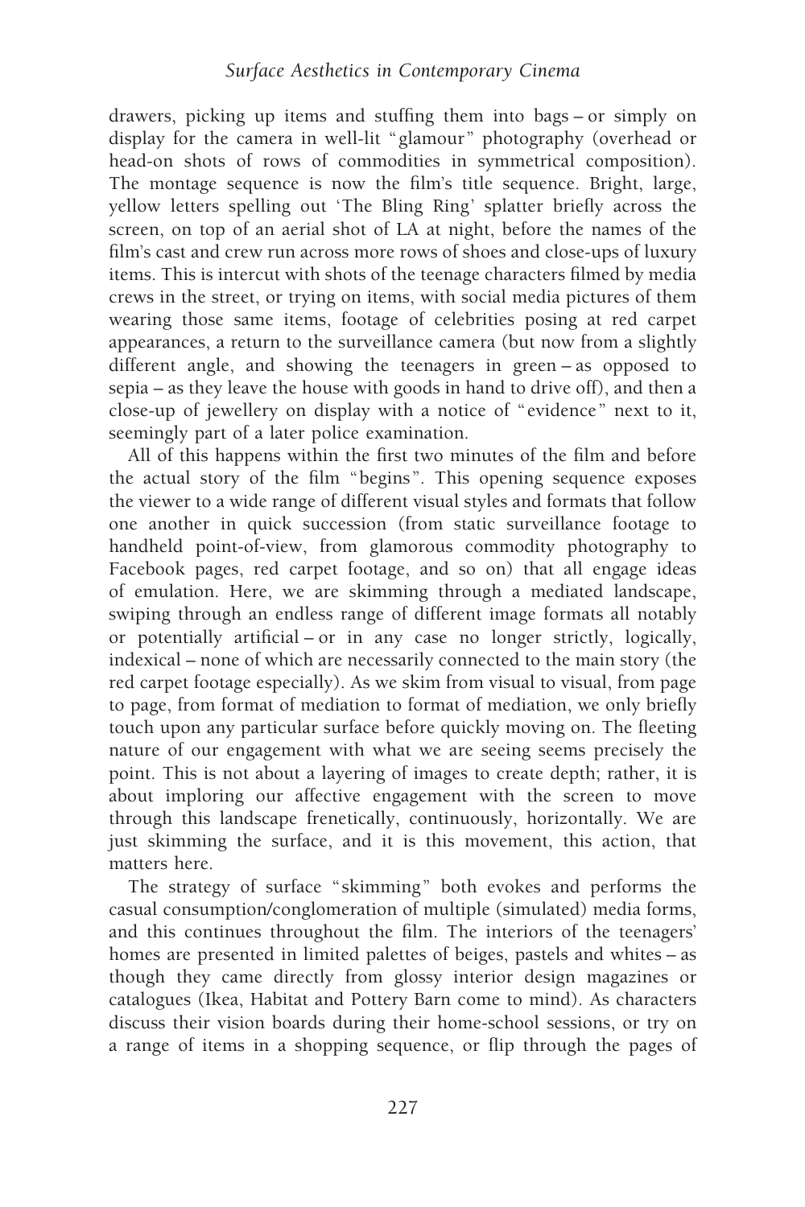drawers, picking up items and stuffing them into bags – or simply on display for the camera in well-lit "glamour" photography (overhead or head-on shots of rows of commodities in symmetrical composition). The montage sequence is now the film's title sequence. Bright, large, yellow letters spelling out 'The Bling Ring' splatter briefly across the screen, on top of an aerial shot of LA at night, before the names of the film's cast and crew run across more rows of shoes and close-ups of luxury items. This is intercut with shots of the teenage characters filmed by media crews in the street, or trying on items, with social media pictures of them wearing those same items, footage of celebrities posing at red carpet appearances, a return to the surveillance camera (but now from a slightly different angle, and showing the teenagers in green – as opposed to sepia – as they leave the house with goods in hand to drive off), and then a close-up of jewellery on display with a notice of "evidence" next to it, seemingly part of a later police examination.

All of this happens within the first two minutes of the film and before the actual story of the film "begins". This opening sequence exposes the viewer to a wide range of different visual styles and formats that follow one another in quick succession (from static surveillance footage to handheld point-of-view, from glamorous commodity photography to Facebook pages, red carpet footage, and so on) that all engage ideas of emulation. Here, we are skimming through a mediated landscape, swiping through an endless range of different image formats all notably or potentially artificial – or in any case no longer strictly, logically, indexical – none of which are necessarily connected to the main story (the red carpet footage especially). As we skim from visual to visual, from page to page, from format of mediation to format of mediation, we only briefly touch upon any particular surface before quickly moving on. The fleeting nature of our engagement with what we are seeing seems precisely the point. This is not about a layering of images to create depth; rather, it is about imploring our affective engagement with the screen to move through this landscape frenetically, continuously, horizontally. We are just skimming the surface, and it is this movement, this action, that matters here.

The strategy of surface "skimming" both evokes and performs the casual consumption/conglomeration of multiple (simulated) media forms, and this continues throughout the film. The interiors of the teenagers' homes are presented in limited palettes of beiges, pastels and whites – as though they came directly from glossy interior design magazines or catalogues (Ikea, Habitat and Pottery Barn come to mind). As characters discuss their vision boards during their home-school sessions, or try on a range of items in a shopping sequence, or flip through the pages of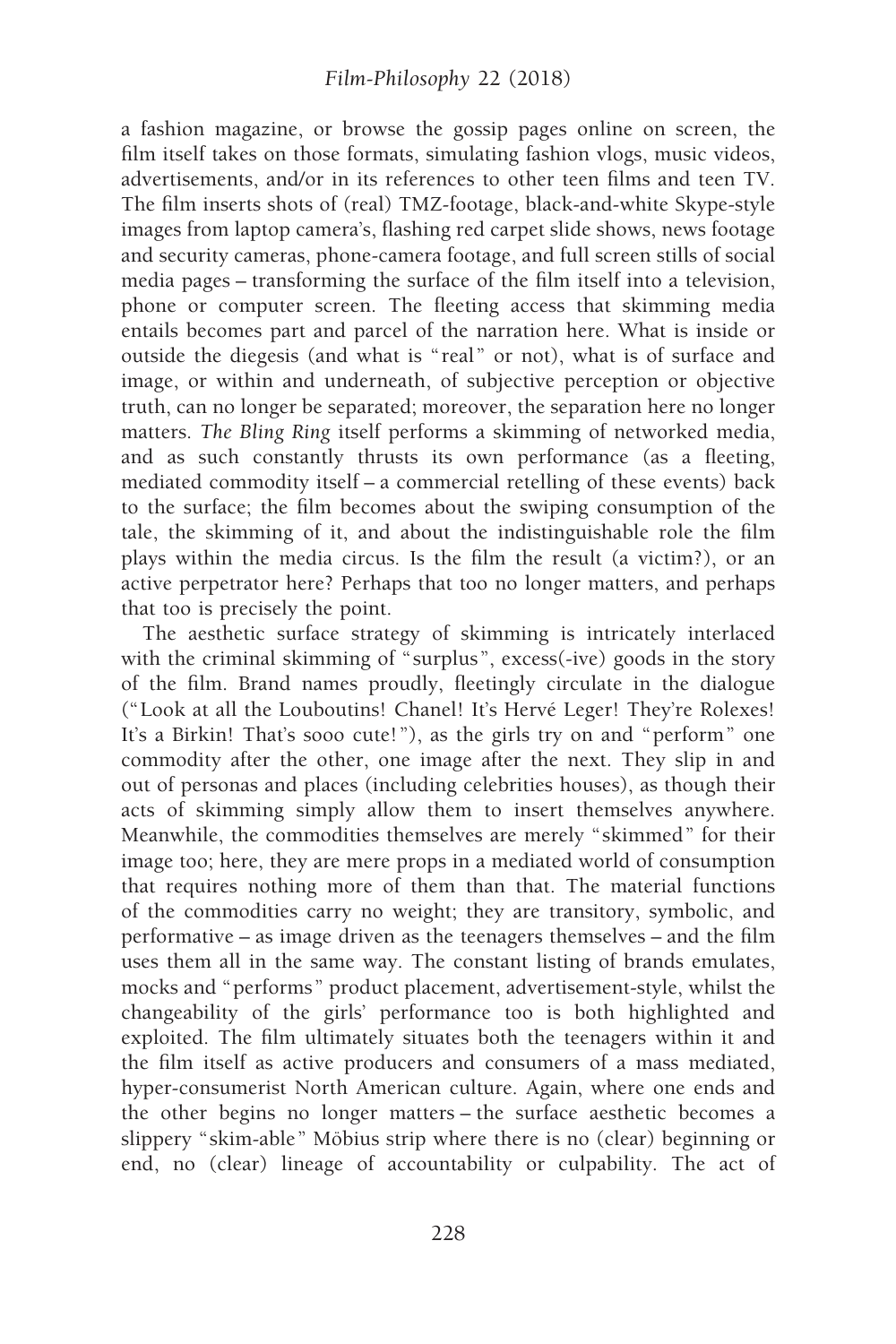a fashion magazine, or browse the gossip pages online on screen, the film itself takes on those formats, simulating fashion vlogs, music videos, advertisements, and/or in its references to other teen films and teen TV. The film inserts shots of (real) TMZ-footage, black-and-white Skype-style images from laptop camera's, flashing red carpet slide shows, news footage and security cameras, phone-camera footage, and full screen stills of social media pages – transforming the surface of the film itself into a television, phone or computer screen. The fleeting access that skimming media entails becomes part and parcel of the narration here. What is inside or outside the diegesis (and what is "real" or not), what is of surface and image, or within and underneath, of subjective perception or objective truth, can no longer be separated; moreover, the separation here no longer matters. *The Bling Ring* itself performs a skimming of networked media, and as such constantly thrusts its own performance (as a fleeting, mediated commodity itself – a commercial retelling of these events) back to the surface; the film becomes about the swiping consumption of the tale, the skimming of it, and about the indistinguishable role the film plays within the media circus. Is the film the result (a victim?), or an active perpetrator here? Perhaps that too no longer matters, and perhaps that too is precisely the point.

The aesthetic surface strategy of skimming is intricately interlaced with the criminal skimming of "surplus", excess(-ive) goods in the story of the film. Brand names proudly, fleetingly circulate in the dialogue ("Look at all the Louboutins! Chanel! It's Hervé Leger! They're Rolexes! It's a Birkin! That's sooo cute!"), as the girls try on and "perform" one commodity after the other, one image after the next. They slip in and out of personas and places (including celebrities houses), as though their acts of skimming simply allow them to insert themselves anywhere. Meanwhile, the commodities themselves are merely "skimmed" for their image too; here, they are mere props in a mediated world of consumption that requires nothing more of them than that. The material functions of the commodities carry no weight; they are transitory, symbolic, and performative – as image driven as the teenagers themselves – and the film uses them all in the same way. The constant listing of brands emulates, mocks and "performs" product placement, advertisement-style, whilst the changeability of the girls' performance too is both highlighted and exploited. The film ultimately situates both the teenagers within it and the film itself as active producers and consumers of a mass mediated, hyper-consumerist North American culture. Again, where one ends and the other begins no longer matters – the surface aesthetic becomes a slippery "skim-able" Möbius strip where there is no (clear) beginning or end, no (clear) lineage of accountability or culpability. The act of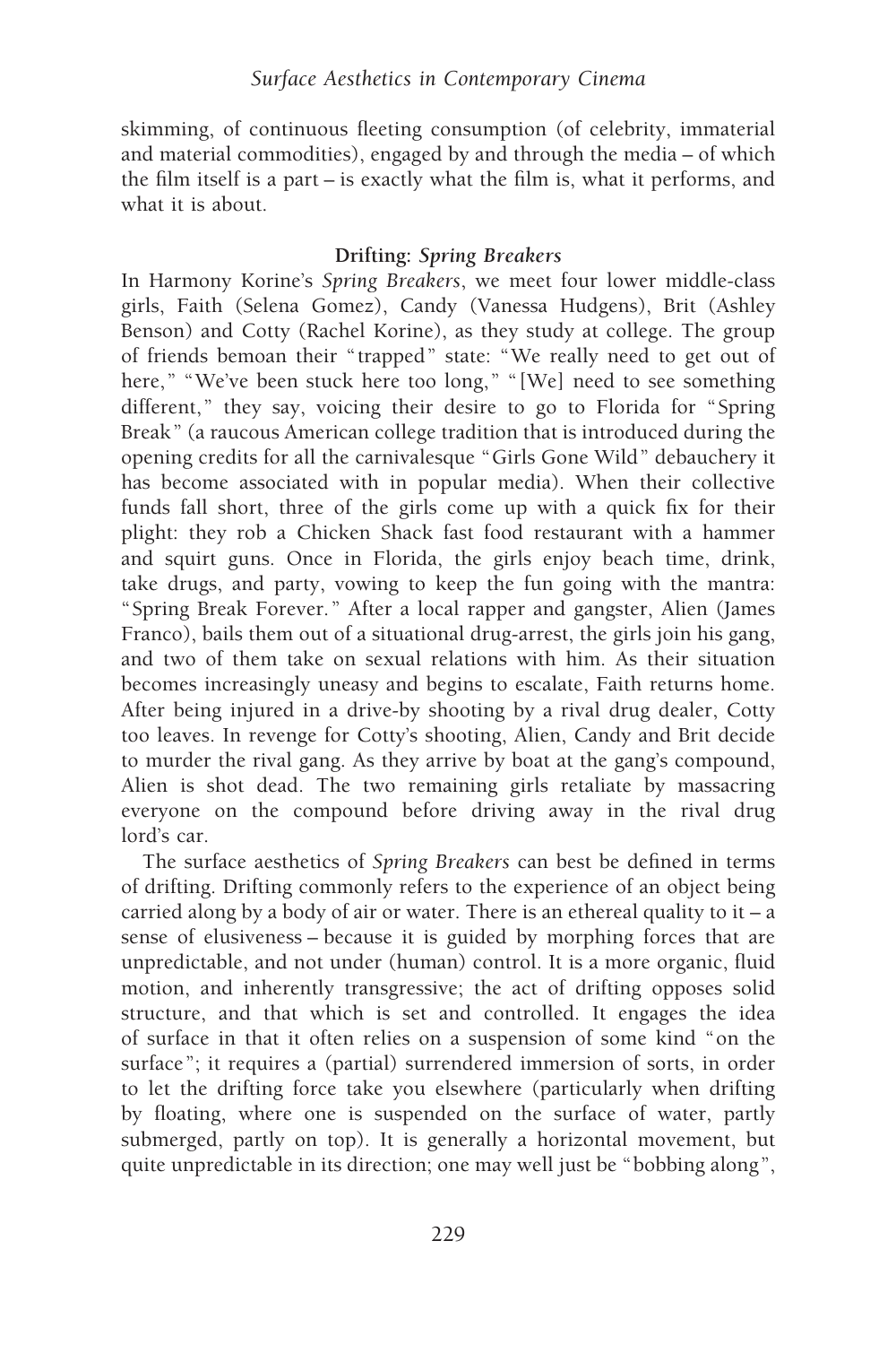skimming, of continuous fleeting consumption (of celebrity, immaterial and material commodities), engaged by and through the media – of which the film itself is a part – is exactly what the film is, what it performs, and what it is about.

### Drifting: *Spring Breakers*

In Harmony Korine's *Spring Breakers*, we meet four lower middle-class girls, Faith (Selena Gomez), Candy (Vanessa Hudgens), Brit (Ashley Benson) and Cotty (Rachel Korine), as they study at college. The group of friends bemoan their "trapped" state: "We really need to get out of here," "We've been stuck here too long," "[We] need to see something different," they say, voicing their desire to go to Florida for "Spring Break" (a raucous American college tradition that is introduced during the opening credits for all the carnivalesque "Girls Gone Wild" debauchery it has become associated with in popular media). When their collective funds fall short, three of the girls come up with a quick fix for their plight: they rob a Chicken Shack fast food restaurant with a hammer and squirt guns. Once in Florida, the girls enjoy beach time, drink, take drugs, and party, vowing to keep the fun going with the mantra: "Spring Break Forever." After a local rapper and gangster, Alien (James Franco), bails them out of a situational drug-arrest, the girls join his gang, and two of them take on sexual relations with him. As their situation becomes increasingly uneasy and begins to escalate, Faith returns home. After being injured in a drive-by shooting by a rival drug dealer, Cotty too leaves. In revenge for Cotty's shooting, Alien, Candy and Brit decide to murder the rival gang. As they arrive by boat at the gang's compound, Alien is shot dead. The two remaining girls retaliate by massacring everyone on the compound before driving away in the rival drug lord's car.

The surface aesthetics of *Spring Breakers* can best be defined in terms of drifting. Drifting commonly refers to the experience of an object being carried along by a body of air or water. There is an ethereal quality to it – a sense of elusiveness – because it is guided by morphing forces that are unpredictable, and not under (human) control. It is a more organic, fluid motion, and inherently transgressive; the act of drifting opposes solid structure, and that which is set and controlled. It engages the idea of surface in that it often relies on a suspension of some kind "on the surface"; it requires a (partial) surrendered immersion of sorts, in order to let the drifting force take you elsewhere (particularly when drifting by floating, where one is suspended on the surface of water, partly submerged, partly on top). It is generally a horizontal movement, but quite unpredictable in its direction; one may well just be "bobbing along",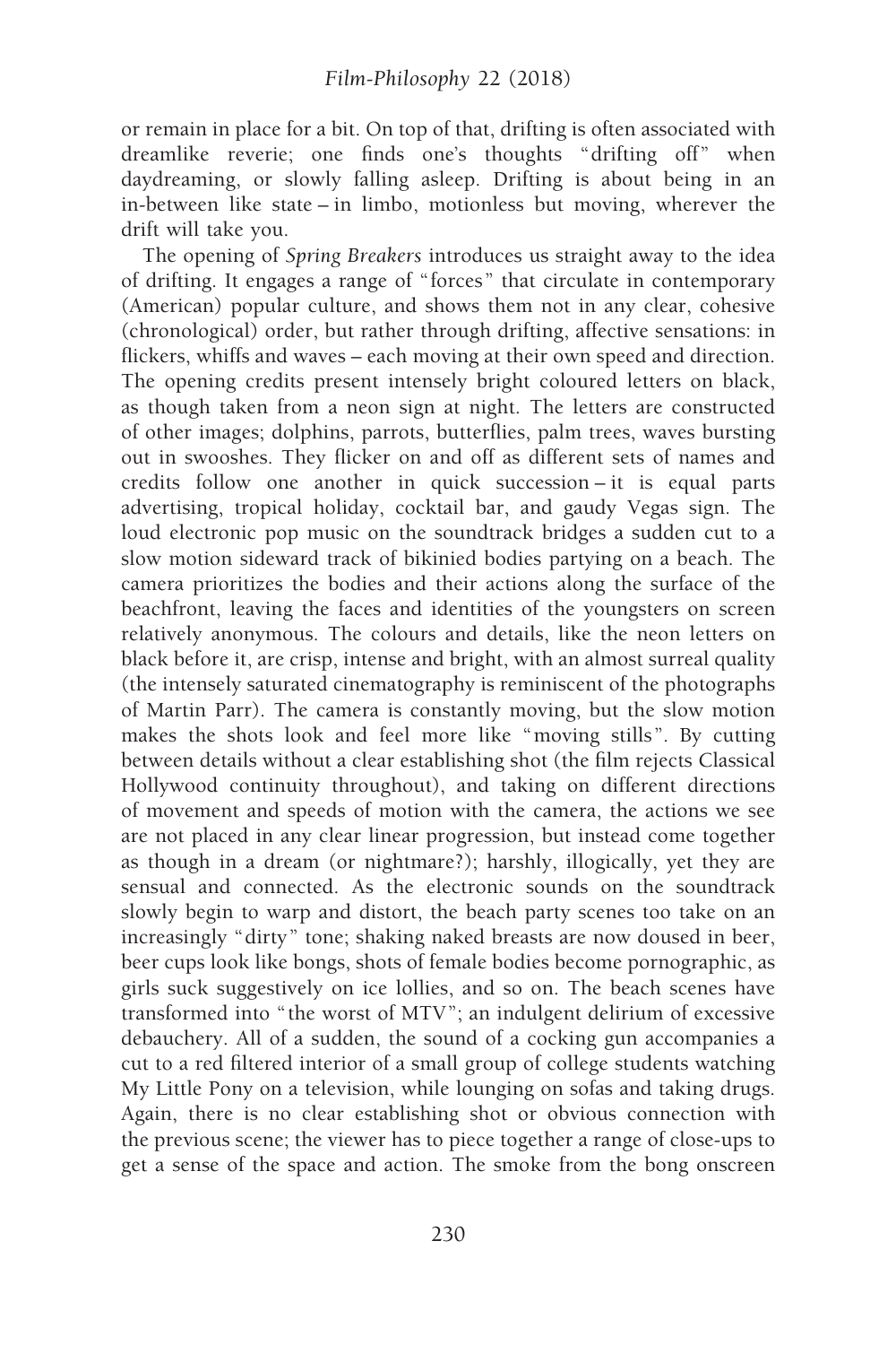or remain in place for a bit. On top of that, drifting is often associated with dreamlike reverie; one finds one's thoughts "drifting off" when daydreaming, or slowly falling asleep. Drifting is about being in an in-between like state – in limbo, motionless but moving, wherever the drift will take you.

The opening of *Spring Breakers* introduces us straight away to the idea of drifting. It engages a range of "forces" that circulate in contemporary (American) popular culture, and shows them not in any clear, cohesive (chronological) order, but rather through drifting, affective sensations: in flickers, whiffs and waves – each moving at their own speed and direction. The opening credits present intensely bright coloured letters on black, as though taken from a neon sign at night. The letters are constructed of other images; dolphins, parrots, butterflies, palm trees, waves bursting out in swooshes. They flicker on and off as different sets of names and credits follow one another in quick succession – it is equal parts advertising, tropical holiday, cocktail bar, and gaudy Vegas sign. The loud electronic pop music on the soundtrack bridges a sudden cut to a slow motion sideward track of bikinied bodies partying on a beach. The camera prioritizes the bodies and their actions along the surface of the beachfront, leaving the faces and identities of the youngsters on screen relatively anonymous. The colours and details, like the neon letters on black before it, are crisp, intense and bright, with an almost surreal quality (the intensely saturated cinematography is reminiscent of the photographs of Martin Parr). The camera is constantly moving, but the slow motion makes the shots look and feel more like "moving stills". By cutting between details without a clear establishing shot (the film rejects Classical Hollywood continuity throughout), and taking on different directions of movement and speeds of motion with the camera, the actions we see are not placed in any clear linear progression, but instead come together as though in a dream (or nightmare?); harshly, illogically, yet they are sensual and connected. As the electronic sounds on the soundtrack slowly begin to warp and distort, the beach party scenes too take on an increasingly "dirty" tone; shaking naked breasts are now doused in beer, beer cups look like bongs, shots of female bodies become pornographic, as girls suck suggestively on ice lollies, and so on. The beach scenes have transformed into "the worst of MTV"; an indulgent delirium of excessive debauchery. All of a sudden, the sound of a cocking gun accompanies a cut to a red filtered interior of a small group of college students watching My Little Pony on a television, while lounging on sofas and taking drugs. Again, there is no clear establishing shot or obvious connection with the previous scene; the viewer has to piece together a range of close-ups to get a sense of the space and action. The smoke from the bong onscreen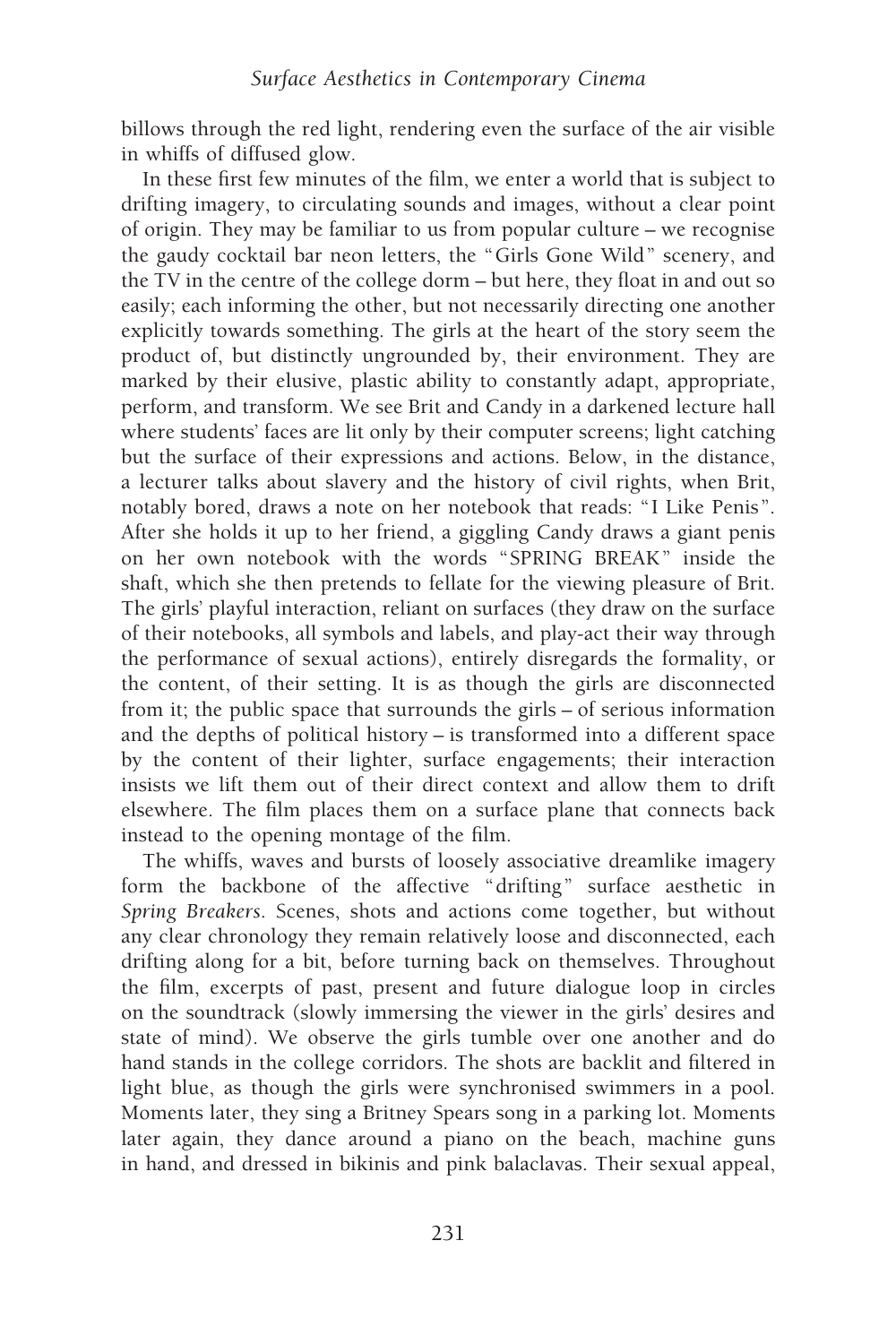billows through the red light, rendering even the surface of the air visible in whiffs of diffused glow.

In these first few minutes of the film, we enter a world that is subject to drifting imagery, to circulating sounds and images, without a clear point of origin. They may be familiar to us from popular culture – we recognise the gaudy cocktail bar neon letters, the "Girls Gone Wild" scenery, and the TV in the centre of the college dorm – but here, they float in and out so easily; each informing the other, but not necessarily directing one another explicitly towards something. The girls at the heart of the story seem the product of, but distinctly ungrounded by, their environment. They are marked by their elusive, plastic ability to constantly adapt, appropriate, perform, and transform. We see Brit and Candy in a darkened lecture hall where students' faces are lit only by their computer screens; light catching but the surface of their expressions and actions. Below, in the distance, a lecturer talks about slavery and the history of civil rights, when Brit, notably bored, draws a note on her notebook that reads: "I Like Penis". After she holds it up to her friend, a giggling Candy draws a giant penis on her own notebook with the words "SPRING BREAK" inside the shaft, which she then pretends to fellate for the viewing pleasure of Brit. The girls' playful interaction, reliant on surfaces (they draw on the surface of their notebooks, all symbols and labels, and play-act their way through the performance of sexual actions), entirely disregards the formality, or the content, of their setting. It is as though the girls are disconnected from it; the public space that surrounds the girls – of serious information and the depths of political history – is transformed into a different space by the content of their lighter, surface engagements; their interaction insists we lift them out of their direct context and allow them to drift elsewhere. The film places them on a surface plane that connects back instead to the opening montage of the film.

The whiffs, waves and bursts of loosely associative dreamlike imagery form the backbone of the affective "drifting" surface aesthetic in *Spring Breakers*. Scenes, shots and actions come together, but without any clear chronology they remain relatively loose and disconnected, each drifting along for a bit, before turning back on themselves. Throughout the film, excerpts of past, present and future dialogue loop in circles on the soundtrack (slowly immersing the viewer in the girls' desires and state of mind). We observe the girls tumble over one another and do hand stands in the college corridors. The shots are backlit and filtered in light blue, as though the girls were synchronised swimmers in a pool. Moments later, they sing a Britney Spears song in a parking lot. Moments later again, they dance around a piano on the beach, machine guns in hand, and dressed in bikinis and pink balaclavas. Their sexual appeal,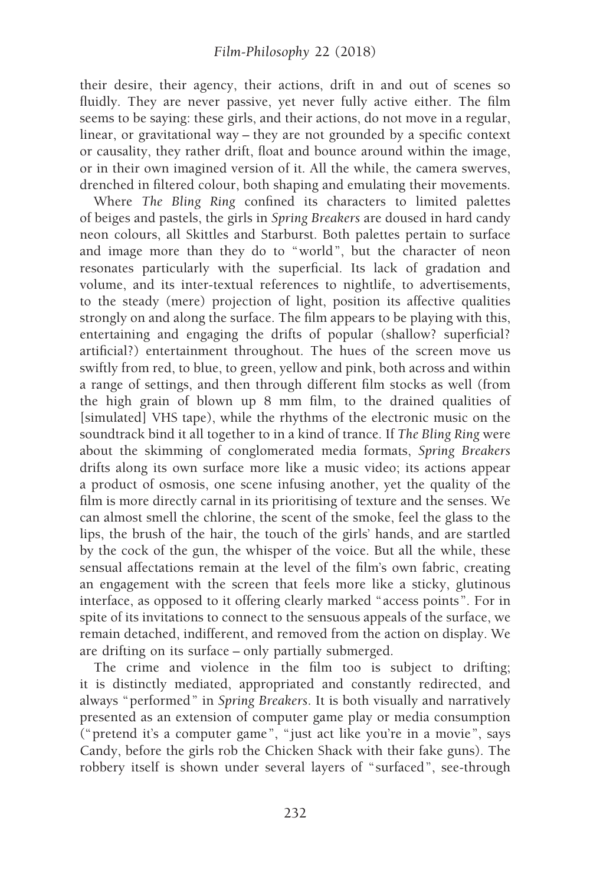their desire, their agency, their actions, drift in and out of scenes so fluidly. They are never passive, yet never fully active either. The film seems to be saying: these girls, and their actions, do not move in a regular, linear, or gravitational way – they are not grounded by a specific context or causality, they rather drift, float and bounce around within the image, or in their own imagined version of it. All the while, the camera swerves, drenched in filtered colour, both shaping and emulating their movements.

Where *The Bling Ring* confined its characters to limited palettes of beiges and pastels, the girls in *Spring Breakers* are doused in hard candy neon colours, all Skittles and Starburst. Both palettes pertain to surface and image more than they do to "world", but the character of neon resonates particularly with the superficial. Its lack of gradation and volume, and its inter-textual references to nightlife, to advertisements, to the steady (mere) projection of light, position its affective qualities strongly on and along the surface. The film appears to be playing with this, entertaining and engaging the drifts of popular (shallow? superficial? artificial?) entertainment throughout. The hues of the screen move us swiftly from red, to blue, to green, yellow and pink, both across and within a range of settings, and then through different film stocks as well (from the high grain of blown up 8 mm film, to the drained qualities of [simulated] VHS tape), while the rhythms of the electronic music on the soundtrack bind it all together to in a kind of trance. If *The Bling Ring* were about the skimming of conglomerated media formats, *Spring Breakers* drifts along its own surface more like a music video; its actions appear a product of osmosis, one scene infusing another, yet the quality of the film is more directly carnal in its prioritising of texture and the senses. We can almost smell the chlorine, the scent of the smoke, feel the glass to the lips, the brush of the hair, the touch of the girls' hands, and are startled by the cock of the gun, the whisper of the voice. But all the while, these sensual affectations remain at the level of the film's own fabric, creating an engagement with the screen that feels more like a sticky, glutinous interface, as opposed to it offering clearly marked "access points". For in spite of its invitations to connect to the sensuous appeals of the surface, we remain detached, indifferent, and removed from the action on display. We are drifting on its surface – only partially submerged.

The crime and violence in the film too is subject to drifting; it is distinctly mediated, appropriated and constantly redirected, and always "performed" in *Spring Breakers*. It is both visually and narratively presented as an extension of computer game play or media consumption ("pretend it's a computer game", "just act like you're in a movie", says Candy, before the girls rob the Chicken Shack with their fake guns). The robbery itself is shown under several layers of "surfaced", see-through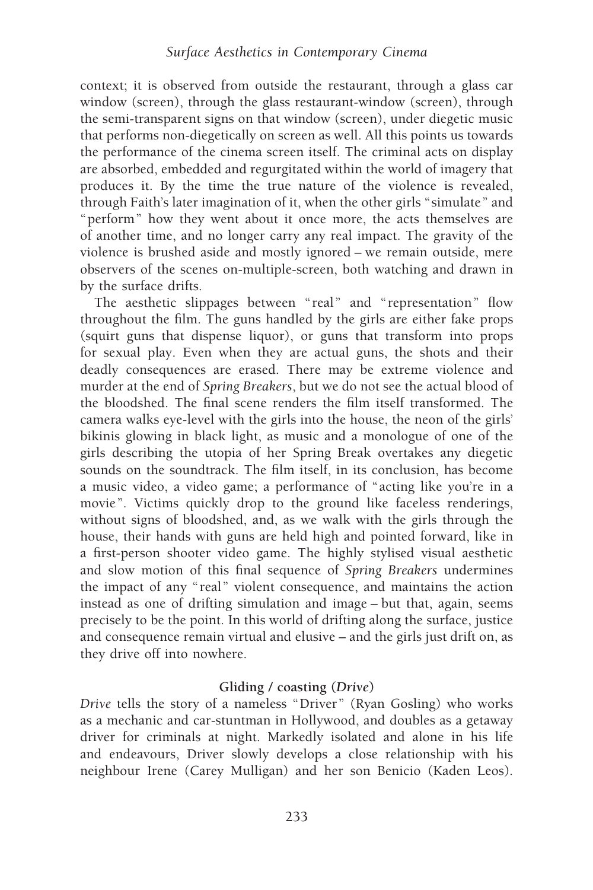context; it is observed from outside the restaurant, through a glass car window (screen), through the glass restaurant-window (screen), through the semi-transparent signs on that window (screen), under diegetic music that performs non-diegetically on screen as well. All this points us towards the performance of the cinema screen itself. The criminal acts on display are absorbed, embedded and regurgitated within the world of imagery that produces it. By the time the true nature of the violence is revealed, through Faith's later imagination of it, when the other girls "simulate" and "perform" how they went about it once more, the acts themselves are of another time, and no longer carry any real impact. The gravity of the violence is brushed aside and mostly ignored – we remain outside, mere observers of the scenes on-multiple-screen, both watching and drawn in by the surface drifts.

The aesthetic slippages between "real" and "representation" flow throughout the film. The guns handled by the girls are either fake props (squirt guns that dispense liquor), or guns that transform into props for sexual play. Even when they are actual guns, the shots and their deadly consequences are erased. There may be extreme violence and murder at the end of *Spring Breakers*, but we do not see the actual blood of the bloodshed. The final scene renders the film itself transformed. The camera walks eye-level with the girls into the house, the neon of the girls' bikinis glowing in black light, as music and a monologue of one of the girls describing the utopia of her Spring Break overtakes any diegetic sounds on the soundtrack. The film itself, in its conclusion, has become a music video, a video game; a performance of "acting like you're in a movie". Victims quickly drop to the ground like faceless renderings, without signs of bloodshed, and, as we walk with the girls through the house, their hands with guns are held high and pointed forward, like in a first-person shooter video game. The highly stylised visual aesthetic and slow motion of this final sequence of *Spring Breakers* undermines the impact of any "real" violent consequence, and maintains the action instead as one of drifting simulation and image – but that, again, seems precisely to be the point. In this world of drifting along the surface, justice and consequence remain virtual and elusive – and the girls just drift on, as they drive off into nowhere.

### Gliding / coasting (*Drive*)

*Drive* tells the story of a nameless "Driver" (Ryan Gosling) who works as a mechanic and car-stuntman in Hollywood, and doubles as a getaway driver for criminals at night. Markedly isolated and alone in his life and endeavours, Driver slowly develops a close relationship with his neighbour Irene (Carey Mulligan) and her son Benicio (Kaden Leos).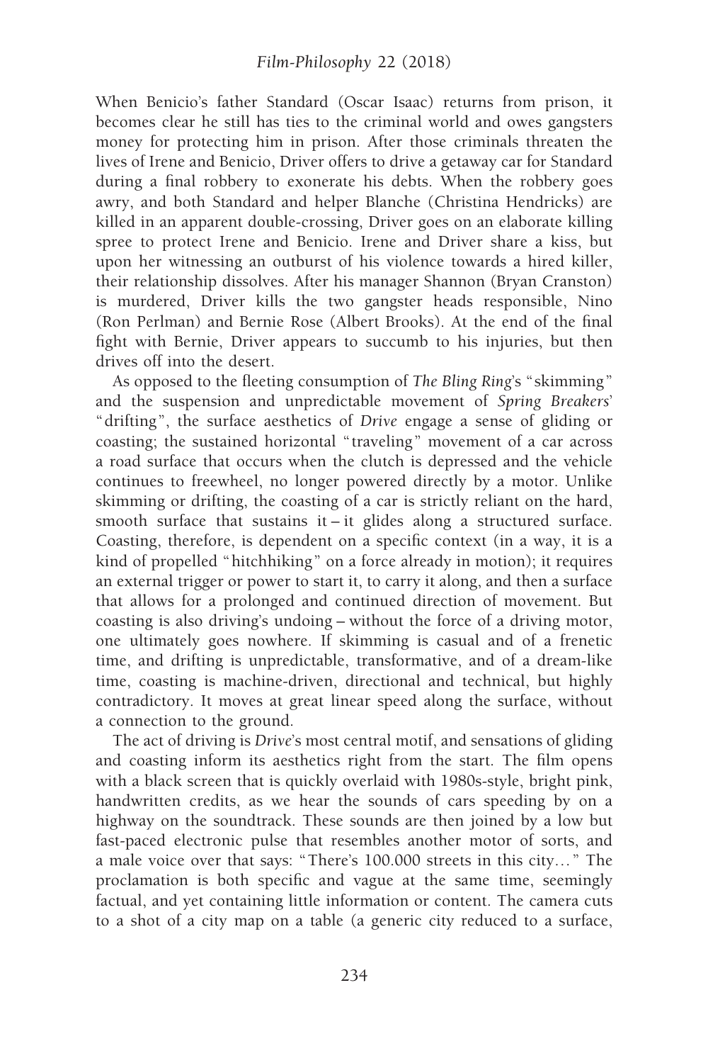When Benicio's father Standard (Oscar Isaac) returns from prison, it becomes clear he still has ties to the criminal world and owes gangsters money for protecting him in prison. After those criminals threaten the lives of Irene and Benicio, Driver offers to drive a getaway car for Standard during a final robbery to exonerate his debts. When the robbery goes awry, and both Standard and helper Blanche (Christina Hendricks) are killed in an apparent double-crossing, Driver goes on an elaborate killing spree to protect Irene and Benicio. Irene and Driver share a kiss, but upon her witnessing an outburst of his violence towards a hired killer, their relationship dissolves. After his manager Shannon (Bryan Cranston) is murdered, Driver kills the two gangster heads responsible, Nino (Ron Perlman) and Bernie Rose (Albert Brooks). At the end of the final fight with Bernie, Driver appears to succumb to his injuries, but then drives off into the desert.

As opposed to the fleeting consumption of *The Bling Ring*'s "skimming" and the suspension and unpredictable movement of *Spring Breakers*' "drifting", the surface aesthetics of *Drive* engage a sense of gliding or coasting; the sustained horizontal "traveling" movement of a car across a road surface that occurs when the clutch is depressed and the vehicle continues to freewheel, no longer powered directly by a motor. Unlike skimming or drifting, the coasting of a car is strictly reliant on the hard, smooth surface that sustains it – it glides along a structured surface. Coasting, therefore, is dependent on a specific context (in a way, it is a kind of propelled "hitchhiking" on a force already in motion); it requires an external trigger or power to start it, to carry it along, and then a surface that allows for a prolonged and continued direction of movement. But coasting is also driving's undoing – without the force of a driving motor, one ultimately goes nowhere. If skimming is casual and of a frenetic time, and drifting is unpredictable, transformative, and of a dream-like time, coasting is machine-driven, directional and technical, but highly contradictory. It moves at great linear speed along the surface, without a connection to the ground.

The act of driving is *Drive*'s most central motif, and sensations of gliding and coasting inform its aesthetics right from the start. The film opens with a black screen that is quickly overlaid with 1980s-style, bright pink, handwritten credits, as we hear the sounds of cars speeding by on a highway on the soundtrack. These sounds are then joined by a low but fast-paced electronic pulse that resembles another motor of sorts, and a male voice over that says: "There's 100.000 streets in this city…" The proclamation is both specific and vague at the same time, seemingly factual, and yet containing little information or content. The camera cuts to a shot of a city map on a table (a generic city reduced to a surface,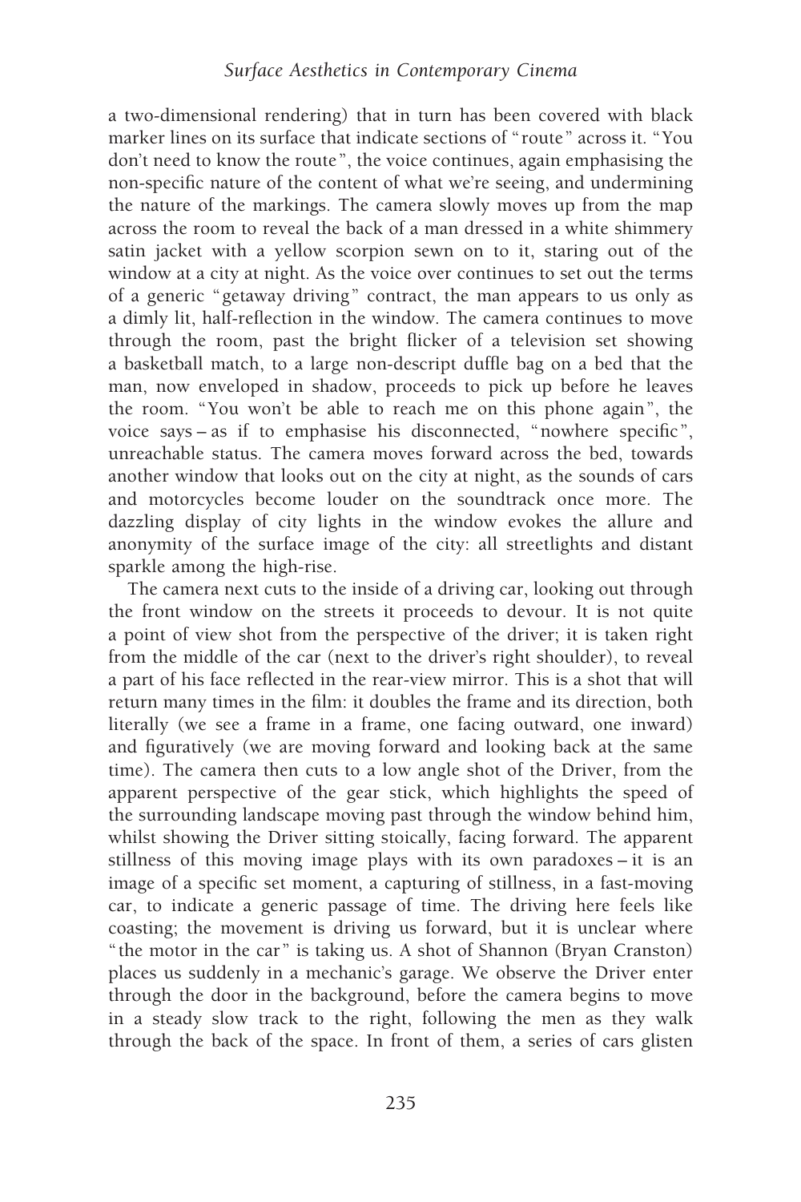a two-dimensional rendering) that in turn has been covered with black marker lines on its surface that indicate sections of "route" across it. "You don't need to know the route", the voice continues, again emphasising the non-specific nature of the content of what we're seeing, and undermining the nature of the markings. The camera slowly moves up from the map across the room to reveal the back of a man dressed in a white shimmery satin jacket with a yellow scorpion sewn on to it, staring out of the window at a city at night. As the voice over continues to set out the terms of a generic "getaway driving" contract, the man appears to us only as a dimly lit, half-reflection in the window. The camera continues to move through the room, past the bright flicker of a television set showing a basketball match, to a large non-descript duffle bag on a bed that the man, now enveloped in shadow, proceeds to pick up before he leaves the room. "You won't be able to reach me on this phone again", the voice says – as if to emphasise his disconnected, "nowhere specific", unreachable status. The camera moves forward across the bed, towards another window that looks out on the city at night, as the sounds of cars and motorcycles become louder on the soundtrack once more. The dazzling display of city lights in the window evokes the allure and anonymity of the surface image of the city: all streetlights and distant sparkle among the high-rise.

The camera next cuts to the inside of a driving car, looking out through the front window on the streets it proceeds to devour. It is not quite a point of view shot from the perspective of the driver; it is taken right from the middle of the car (next to the driver's right shoulder), to reveal a part of his face reflected in the rear-view mirror. This is a shot that will return many times in the film: it doubles the frame and its direction, both literally (we see a frame in a frame, one facing outward, one inward) and figuratively (we are moving forward and looking back at the same time). The camera then cuts to a low angle shot of the Driver, from the apparent perspective of the gear stick, which highlights the speed of the surrounding landscape moving past through the window behind him, whilst showing the Driver sitting stoically, facing forward. The apparent stillness of this moving image plays with its own paradoxes – it is an image of a specific set moment, a capturing of stillness, in a fast-moving car, to indicate a generic passage of time. The driving here feels like coasting; the movement is driving us forward, but it is unclear where "the motor in the car" is taking us. A shot of Shannon (Bryan Cranston) places us suddenly in a mechanic's garage. We observe the Driver enter through the door in the background, before the camera begins to move in a steady slow track to the right, following the men as they walk through the back of the space. In front of them, a series of cars glisten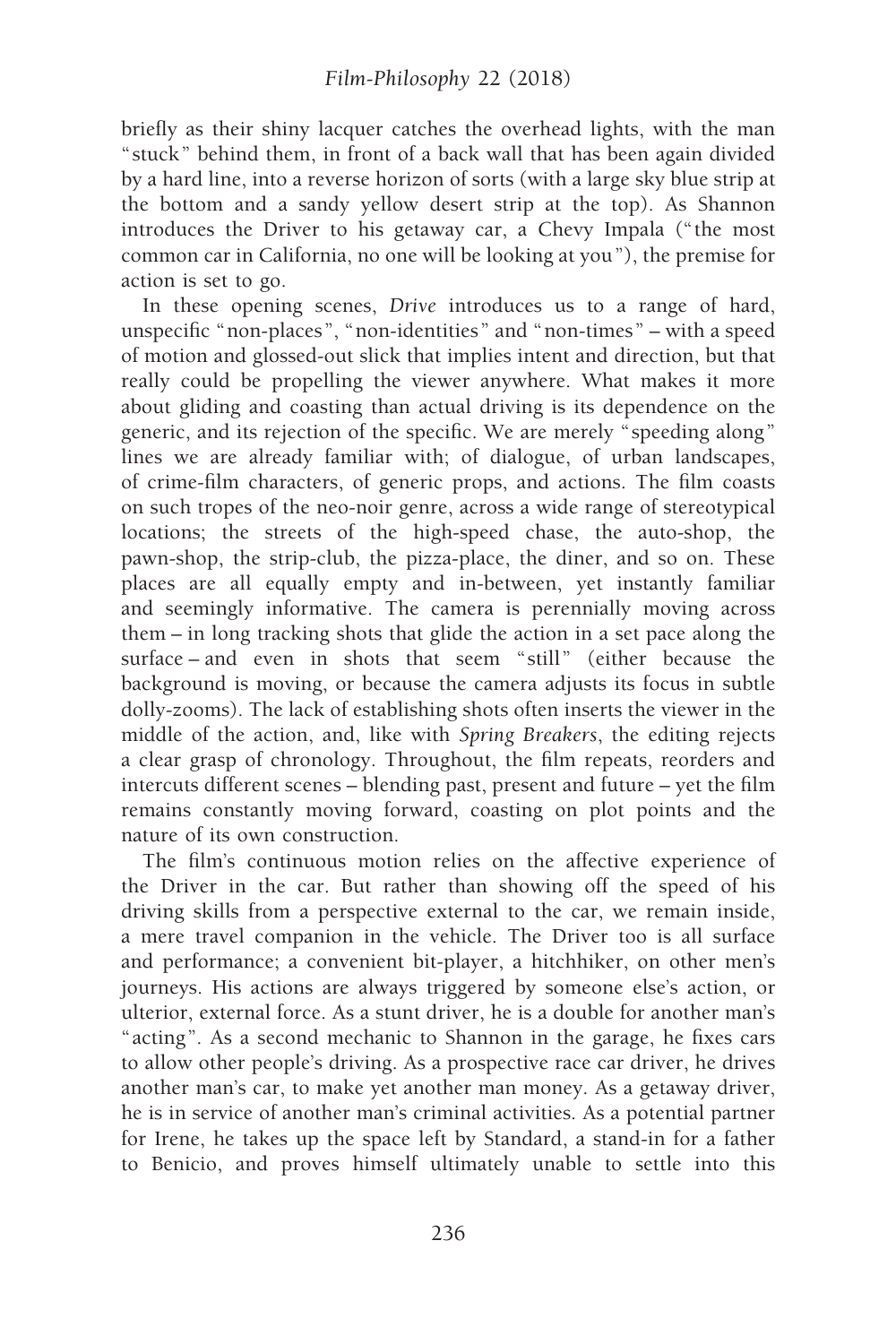briefly as their shiny lacquer catches the overhead lights, with the man "stuck" behind them, in front of a back wall that has been again divided by a hard line, into a reverse horizon of sorts (with a large sky blue strip at the bottom and a sandy yellow desert strip at the top). As Shannon introduces the Driver to his getaway car, a Chevy Impala ("the most common car in California, no one will be looking at you"), the premise for action is set to go.

In these opening scenes, *Drive* introduces us to a range of hard, unspecific "non-places", "non-identities" and "non-times" – with a speed of motion and glossed-out slick that implies intent and direction, but that really could be propelling the viewer anywhere. What makes it more about gliding and coasting than actual driving is its dependence on the generic, and its rejection of the specific. We are merely "speeding along" lines we are already familiar with; of dialogue, of urban landscapes, of crime-film characters, of generic props, and actions. The film coasts on such tropes of the neo-noir genre, across a wide range of stereotypical locations; the streets of the high-speed chase, the auto-shop, the pawn-shop, the strip-club, the pizza-place, the diner, and so on. These places are all equally empty and in-between, yet instantly familiar and seemingly informative. The camera is perennially moving across them – in long tracking shots that glide the action in a set pace along the surface – and even in shots that seem "still" (either because the background is moving, or because the camera adjusts its focus in subtle dolly-zooms). The lack of establishing shots often inserts the viewer in the middle of the action, and, like with *Spring Breakers*, the editing rejects a clear grasp of chronology. Throughout, the film repeats, reorders and intercuts different scenes – blending past, present and future – yet the film remains constantly moving forward, coasting on plot points and the nature of its own construction.

The film's continuous motion relies on the affective experience of the Driver in the car. But rather than showing off the speed of his driving skills from a perspective external to the car, we remain inside, a mere travel companion in the vehicle. The Driver too is all surface and performance; a convenient bit-player, a hitchhiker, on other men's journeys. His actions are always triggered by someone else's action, or ulterior, external force. As a stunt driver, he is a double for another man's "acting". As a second mechanic to Shannon in the garage, he fixes cars to allow other people's driving. As a prospective race car driver, he drives another man's car, to make yet another man money. As a getaway driver, he is in service of another man's criminal activities. As a potential partner for Irene, he takes up the space left by Standard, a stand-in for a father to Benicio, and proves himself ultimately unable to settle into this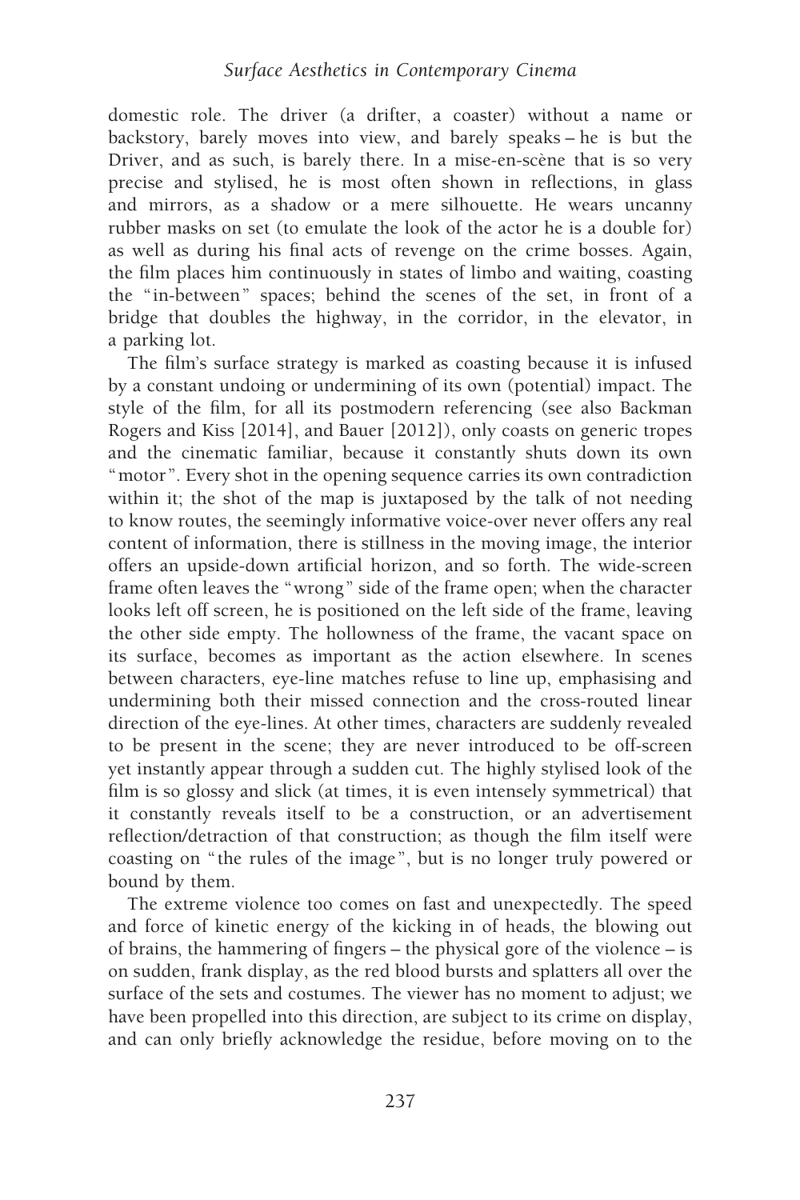domestic role. The driver (a drifter, a coaster) without a name or backstory, barely moves into view, and barely speaks – he is but the Driver, and as such, is barely there. In a mise-en-scène that is so very precise and stylised, he is most often shown in reflections, in glass and mirrors, as a shadow or a mere silhouette. He wears uncanny rubber masks on set (to emulate the look of the actor he is a double for) as well as during his final acts of revenge on the crime bosses. Again, the film places him continuously in states of limbo and waiting, coasting the "in-between" spaces; behind the scenes of the set, in front of a bridge that doubles the highway, in the corridor, in the elevator, in a parking lot.

The film's surface strategy is marked as coasting because it is infused by a constant undoing or undermining of its own (potential) impact. The style of the film, for all its postmodern referencing (see also Backman Rogers and Kiss [2014], and Bauer [2012]), only coasts on generic tropes and the cinematic familiar, because it constantly shuts down its own "motor". Every shot in the opening sequence carries its own contradiction within it; the shot of the map is juxtaposed by the talk of not needing to know routes, the seemingly informative voice-over never offers any real content of information, there is stillness in the moving image, the interior offers an upside-down artificial horizon, and so forth. The wide-screen frame often leaves the "wrong" side of the frame open; when the character looks left off screen, he is positioned on the left side of the frame, leaving the other side empty. The hollowness of the frame, the vacant space on its surface, becomes as important as the action elsewhere. In scenes between characters, eye-line matches refuse to line up, emphasising and undermining both their missed connection and the cross-routed linear direction of the eye-lines. At other times, characters are suddenly revealed to be present in the scene; they are never introduced to be off-screen yet instantly appear through a sudden cut. The highly stylised look of the film is so glossy and slick (at times, it is even intensely symmetrical) that it constantly reveals itself to be a construction, or an advertisement reflection/detraction of that construction; as though the film itself were coasting on "the rules of the image", but is no longer truly powered or bound by them.

The extreme violence too comes on fast and unexpectedly. The speed and force of kinetic energy of the kicking in of heads, the blowing out of brains, the hammering of fingers – the physical gore of the violence – is on sudden, frank display, as the red blood bursts and splatters all over the surface of the sets and costumes. The viewer has no moment to adjust; we have been propelled into this direction, are subject to its crime on display, and can only briefly acknowledge the residue, before moving on to the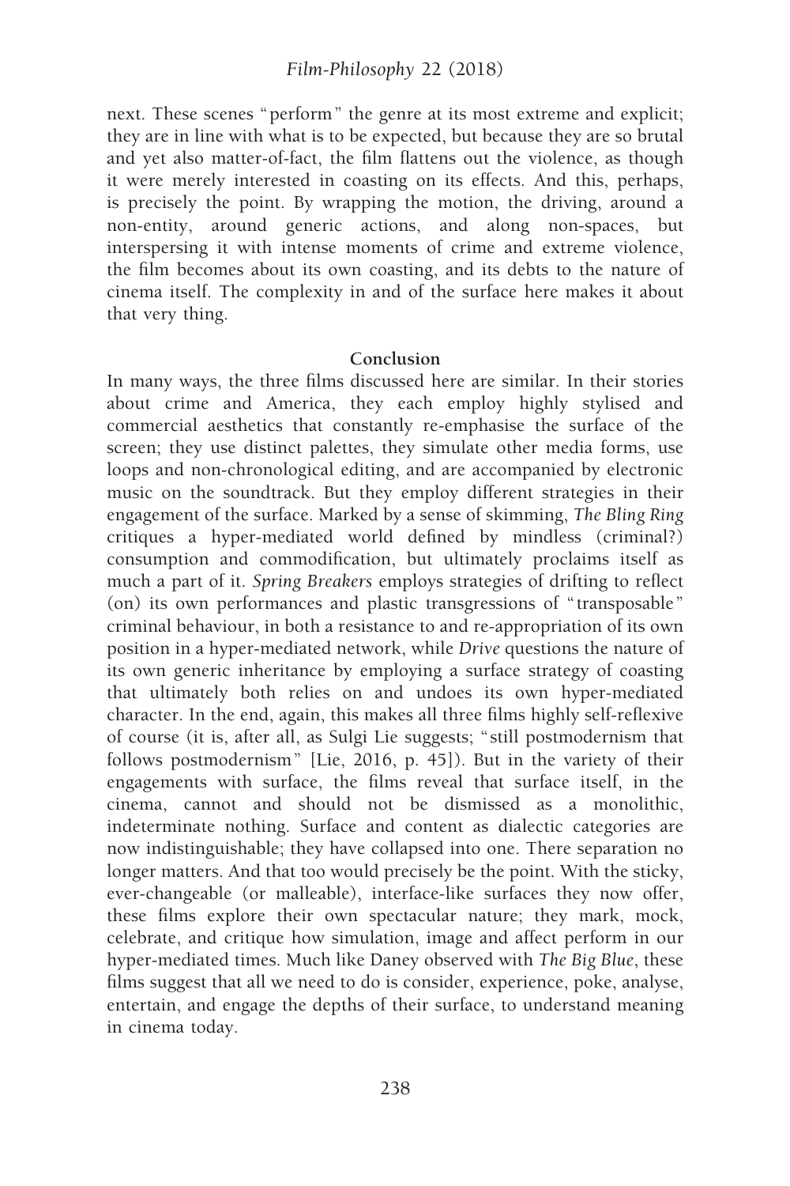next. These scenes "perform" the genre at its most extreme and explicit; they are in line with what is to be expected, but because they are so brutal and yet also matter-of-fact, the film flattens out the violence, as though it were merely interested in coasting on its effects. And this, perhaps, is precisely the point. By wrapping the motion, the driving, around a non-entity, around generic actions, and along non-spaces, but interspersing it with intense moments of crime and extreme violence, the film becomes about its own coasting, and its debts to the nature of cinema itself. The complexity in and of the surface here makes it about that very thing.

## Conclusion

In many ways, the three films discussed here are similar. In their stories about crime and America, they each employ highly stylised and commercial aesthetics that constantly re-emphasise the surface of the screen; they use distinct palettes, they simulate other media forms, use loops and non-chronological editing, and are accompanied by electronic music on the soundtrack. But they employ different strategies in their engagement of the surface. Marked by a sense of skimming, *The Bling Ring* critiques a hyper-mediated world defined by mindless (criminal?) consumption and commodification, but ultimately proclaims itself as much a part of it. *Spring Breakers* employs strategies of drifting to reflect (on) its own performances and plastic transgressions of "transposable" criminal behaviour, in both a resistance to and re-appropriation of its own position in a hyper-mediated network, while *Drive* questions the nature of its own generic inheritance by employing a surface strategy of coasting that ultimately both relies on and undoes its own hyper-mediated character. In the end, again, this makes all three films highly self-reflexive of course (it is, after all, as Sulgi Lie suggests; "still postmodernism that follows postmodernism" [Lie, 2016, p. 45]). But in the variety of their engagements with surface, the films reveal that surface itself, in the cinema, cannot and should not be dismissed as a monolithic, indeterminate nothing. Surface and content as dialectic categories are now indistinguishable; they have collapsed into one. There separation no longer matters. And that too would precisely be the point. With the sticky, ever-changeable (or malleable), interface-like surfaces they now offer, these films explore their own spectacular nature; they mark, mock, celebrate, and critique how simulation, image and affect perform in our hyper-mediated times. Much like Daney observed with *The Big Blue*, these films suggest that all we need to do is consider, experience, poke, analyse, entertain, and engage the depths of their surface, to understand meaning in cinema today.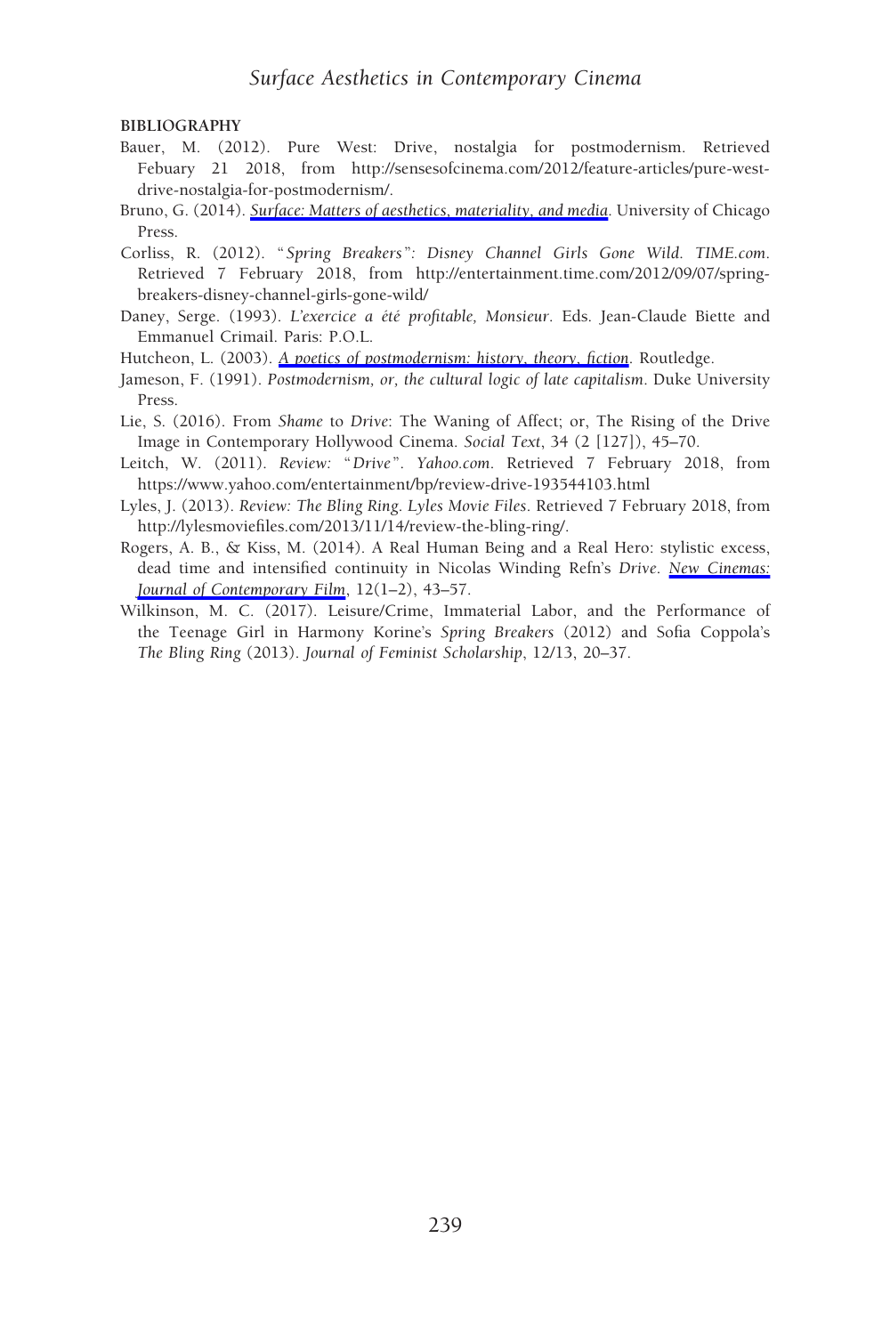**BIBLIOGRAPHY**

Bauer, M. (2012). Pure West: Drive, nostalgia for postmodernism. Retrieved Febuary 21 2018, from http://sensesofcinema.com/2012/feature-articles/pure-west-drive-nostalgia-for-postmodernism/.

Bruno, G. (2014). *Surface: Matters of aesthetics, materiality, and media*. University of Chicago Press.

Corliss, R. (2012). "*Spring Breakers*"*: Disney Channel Girls Gone Wild*. *TIME.com*. Retrieved 7 February 2018, from http://entertainment.time.com/2012/09/07/spring-breakers-disney-channel-girls-gone-wild/

Daney, Serge. (1993). *L'exercice a été profitable, Monsieur*. Eds. Jean-Claude Biette and Emmanuel Crimail. Paris: P.O.L.

Hutcheon, L. (2003). *A poetics of postmodernism: history, theory, fiction*. Routledge.

Jameson, F. (1991). *Postmodernism, or, the cultural logic of late capitalism*. Duke University Press.

Lie, S. (2016). From *Shame* to *Drive*: The Waning of Affect; or, The Rising of the Drive Image in Contemporary Hollywood Cinema. *Social Text*, 34 (2 [127]), 45–70.

Leitch, W. (2011). *Review:* "*Drive*". *Yahoo.com*. Retrieved 7 February 2018, from https://www.yahoo.com/entertainment/bp/review-drive-193544103.html

Lyles, J. (2013). *Review: The Bling Ring*. *Lyles Movie Files*. Retrieved 7 February 2018, from http://lylesmoviefiles.com/2013/11/14/review-the-bling-ring/.

Rogers, A. B., & Kiss, M. (2014). A Real Human Being and a Real Hero: stylistic excess, dead time and intensified continuity in Nicolas Winding Refn's *Drive*. *New Cinemas: Journal of Contemporary Film*, 12(1–2), 43–57.

Wilkinson, M. C. (2017). Leisure/Crime, Immaterial Labor, and the Performance of the Teenage Girl in Harmony Korine's *Spring Breakers* (2012) and Sofia Coppola's *The Bling Ring* (2013). *Journal of Feminist Scholarship*, 12/13, 20–37.